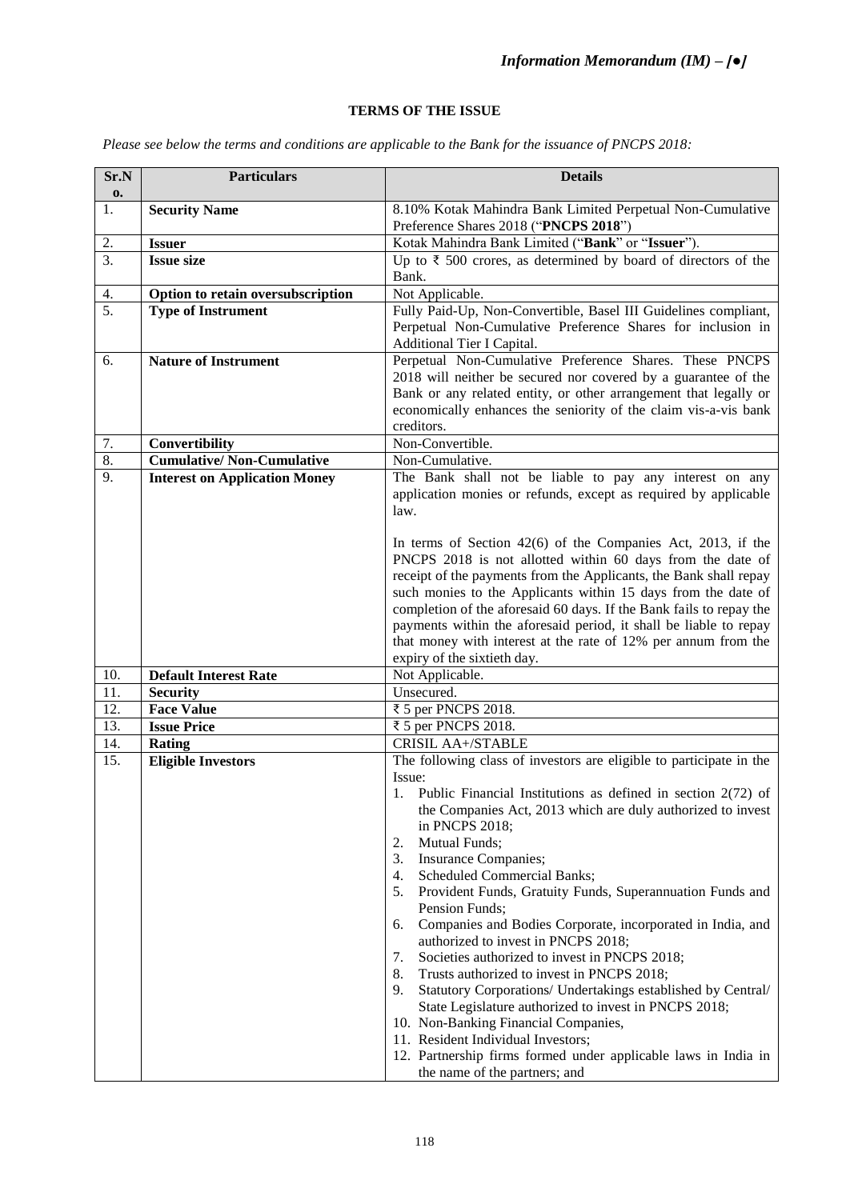## TERMS OF THE ISSUE

*Please see below the terms and conditions are applicable to the Bank for the issuance of PNCPS 2018:*

| Sr.No. | Particulars | Details |
|---|---|---|
| 1. | **Security Name** | 8.10% Kotak Mahindra Bank Limited Perpetual Non-Cumulative Preference Shares 2018 ("**PNCPS 2018**") |
| 2. | **Issuer** | Kotak Mahindra Bank Limited ("**Bank**" or "**Issuer**"). |
| 3. | **Issue size** | Up to ₹ 500 crores, as determined by board of directors of the Bank. |
| 4. | **Option to retain oversubscription** | Not Applicable. |
| 5. | **Type of Instrument** | Fully Paid-Up, Non-Convertible, Basel III Guidelines compliant, Perpetual Non-Cumulative Preference Shares for inclusion in Additional Tier I Capital. |
| 6. | **Nature of Instrument** | Perpetual Non-Cumulative Preference Shares. These PNCPS 2018 will neither be secured nor covered by a guarantee of the Bank or any related entity, or other arrangement that legally or economically enhances the seniority of the claim vis-a-vis bank creditors. |
| 7. | **Convertibility** | Non-Convertible. |
| 8. | **Cumulative/ Non-Cumulative** | Non-Cumulative. |
| 9. | **Interest on Application Money** | The Bank shall not be liable to pay any interest on any application monies or refunds, except as required by applicable law.<br><br>In terms of Section 42(6) of the Companies Act, 2013, if the PNCPS 2018 is not allotted within 60 days from the date of receipt of the payments from the Applicants, the Bank shall repay such monies to the Applicants within 15 days from the date of completion of the aforesaid 60 days. If the Bank fails to repay the payments within the aforesaid period, it shall be liable to repay that money with interest at the rate of 12% per annum from the expiry of the sixtieth day. |
| 10. | **Default Interest Rate** | Not Applicable. |
| 11. | **Security** | Unsecured. |
| 12. | **Face Value** | ₹ 5 per PNCPS 2018. |
| 13. | **Issue Price** | ₹ 5 per PNCPS 2018. |
| 14. | **Rating** | CRISIL AA+/STABLE |
| 15. | **Eligible Investors** | The following class of investors are eligible to participate in the Issue:<br>1. Public Financial Institutions as defined in section 2(72) of the Companies Act, 2013 which are duly authorized to invest in PNCPS 2018;<br>2. Mutual Funds;<br>3. Insurance Companies;<br>4. Scheduled Commercial Banks;<br>5. Provident Funds, Gratuity Funds, Superannuation Funds and Pension Funds;<br>6. Companies and Bodies Corporate, incorporated in India, and authorized to invest in PNCPS 2018;<br>7. Societies authorized to invest in PNCPS 2018;<br>8. Trusts authorized to invest in PNCPS 2018;<br>9. Statutory Corporations/ Undertakings established by Central/ State Legislature authorized to invest in PNCPS 2018;<br>10. Non-Banking Financial Companies,<br>11. Resident Individual Investors;<br>12. Partnership firms formed under applicable laws in India in the name of the partners; and |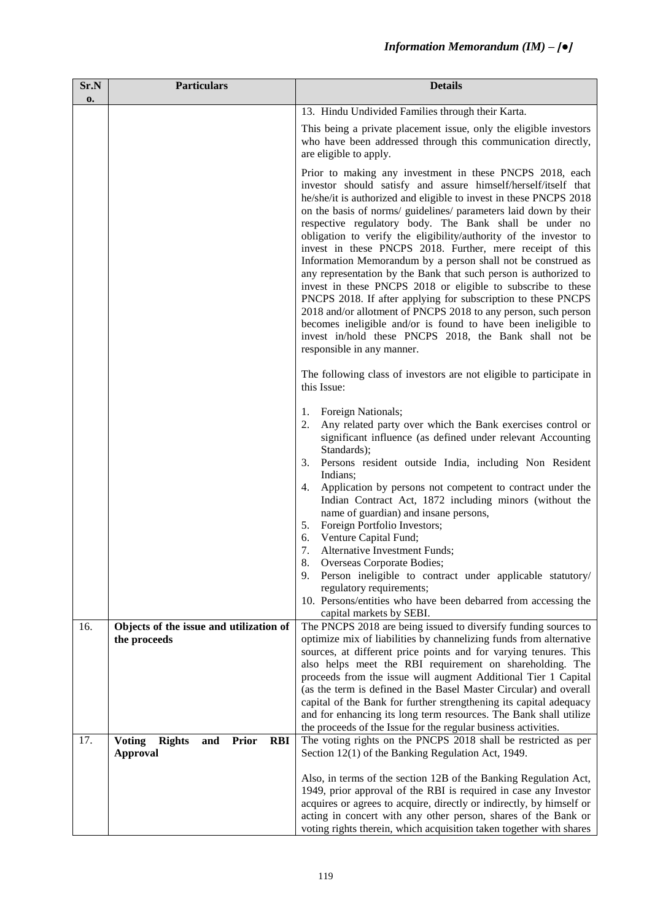| Sr.No. | Particulars | Details |
|---|---|---|
| | | 13. Hindu Undivided Families through their Karta.<br><br>This being a private placement issue, only the eligible investors who have been addressed through this communication directly, are eligible to apply.<br><br>Prior to making any investment in these PNCPS 2018, each investor should satisfy and assure himself/herself/itself that he/she/it is authorized and eligible to invest in these PNCPS 2018 on the basis of norms/ guidelines/ parameters laid down by their respective regulatory body. The Bank shall be under no obligation to verify the eligibility/authority of the investor to invest in these PNCPS 2018. Further, mere receipt of this Information Memorandum by a person shall not be construed as any representation by the Bank that such person is authorized to invest in these PNCPS 2018 or eligible to subscribe to these PNCPS 2018. If after applying for subscription to these PNCPS 2018 and/or allotment of PNCPS 2018 to any person, such person becomes ineligible and/or is found to have been ineligible to invest in/hold these PNCPS 2018, the Bank shall not be responsible in any manner.<br><br>The following class of investors are not eligible to participate in this Issue:<br><br>1. Foreign Nationals;<br>2. Any related party over which the Bank exercises control or significant influence (as defined under relevant Accounting Standards);<br>3. Persons resident outside India, including Non Resident Indians;<br>4. Application by persons not competent to contract under the Indian Contract Act, 1872 including minors (without the name of guardian) and insane persons,<br>5. Foreign Portfolio Investors;<br>6. Venture Capital Fund;<br>7. Alternative Investment Funds;<br>8. Overseas Corporate Bodies;<br>9. Person ineligible to contract under applicable statutory/ regulatory requirements;<br>10. Persons/entities who have been debarred from accessing the capital markets by SEBI. |
| 16. | **Objects of the issue and utilization of the proceeds** | The PNCPS 2018 are being issued to diversify funding sources to optimize mix of liabilities by channelizing funds from alternative sources, at different price points and for varying tenures. This also helps meet the RBI requirement on shareholding. The proceeds from the issue will augment Additional Tier 1 Capital (as the term is defined in the Basel Master Circular) and overall capital of the Bank for further strengthening its capital adequacy and for enhancing its long term resources. The Bank shall utilize the proceeds of the Issue for the regular business activities. |
| 17. | **Voting Rights and Prior RBI Approval** | The voting rights on the PNCPS 2018 shall be restricted as per Section 12(1) of the Banking Regulation Act, 1949.<br><br>Also, in terms of the section 12B of the Banking Regulation Act, 1949, prior approval of the RBI is required in case any Investor acquires or agrees to acquire, directly or indirectly, by himself or acting in concert with any other person, shares of the Bank or voting rights therein, which acquisition taken together with shares |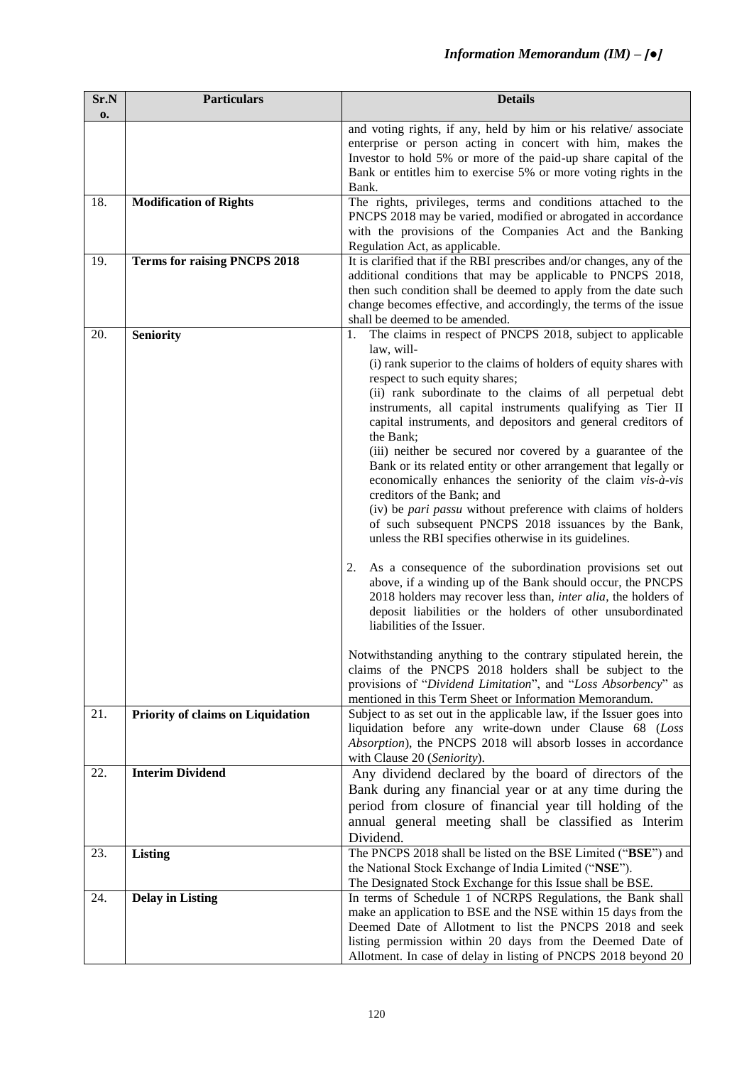| Sr.No. | Particulars | Details |
|---|---|---|
| | | and voting rights, if any, held by him or his relative/ associate enterprise or person acting in concert with him, makes the Investor to hold 5% or more of the paid-up share capital of the Bank or entitles him to exercise 5% or more voting rights in the Bank. |
| 18. | **Modification of Rights** | The rights, privileges, terms and conditions attached to the PNCPS 2018 may be varied, modified or abrogated in accordance with the provisions of the Companies Act and the Banking Regulation Act, as applicable. |
| 19. | **Terms for raising PNCPS 2018** | It is clarified that if the RBI prescribes and/or changes, any of the additional conditions that may be applicable to PNCPS 2018, then such condition shall be deemed to apply from the date such change becomes effective, and accordingly, the terms of the issue shall be deemed to be amended. |
| 20. | **Seniority** | 1. The claims in respect of PNCPS 2018, subject to applicable law, will-<br>(i) rank superior to the claims of holders of equity shares with respect to such equity shares;<br>(ii) rank subordinate to the claims of all perpetual debt instruments, all capital instruments qualifying as Tier II capital instruments, and depositors and general creditors of the Bank;<br>(iii) neither be secured nor covered by a guarantee of the Bank or its related entity or other arrangement that legally or economically enhances the seniority of the claim *vis-à-vis* creditors of the Bank; and<br>(iv) be *pari passu* without preference with claims of holders of such subsequent PNCPS 2018 issuances by the Bank, unless the RBI specifies otherwise in its guidelines.<br><br>2. As a consequence of the subordination provisions set out above, if a winding up of the Bank should occur, the PNCPS 2018 holders may recover less than, *inter alia*, the holders of deposit liabilities or the holders of other unsubordinated liabilities of the Issuer.<br><br>Notwithstanding anything to the contrary stipulated herein, the claims of the PNCPS 2018 holders shall be subject to the provisions of "*Dividend Limitation*", and "*Loss Absorbency*" as mentioned in this Term Sheet or Information Memorandum. |
| 21. | **Priority of claims on Liquidation** | Subject to as set out in the applicable law, if the Issuer goes into liquidation before any write-down under Clause 68 (*Loss Absorption*), the PNCPS 2018 will absorb losses in accordance with Clause 20 (*Seniority*). |
| 22. | **Interim Dividend** | Any dividend declared by the board of directors of the Bank during any financial year or at any time during the period from closure of financial year till holding of the annual general meeting shall be classified as Interim Dividend. |
| 23. | **Listing** | The PNCPS 2018 shall be listed on the BSE Limited ("**BSE**") and the National Stock Exchange of India Limited ("**NSE**").<br>The Designated Stock Exchange for this Issue shall be BSE. |
| 24. | **Delay in Listing** | In terms of Schedule 1 of NCRPS Regulations, the Bank shall make an application to BSE and the NSE within 15 days from the Deemed Date of Allotment to list the PNCPS 2018 and seek listing permission within 20 days from the Deemed Date of Allotment. In case of delay in listing of PNCPS 2018 beyond 20 |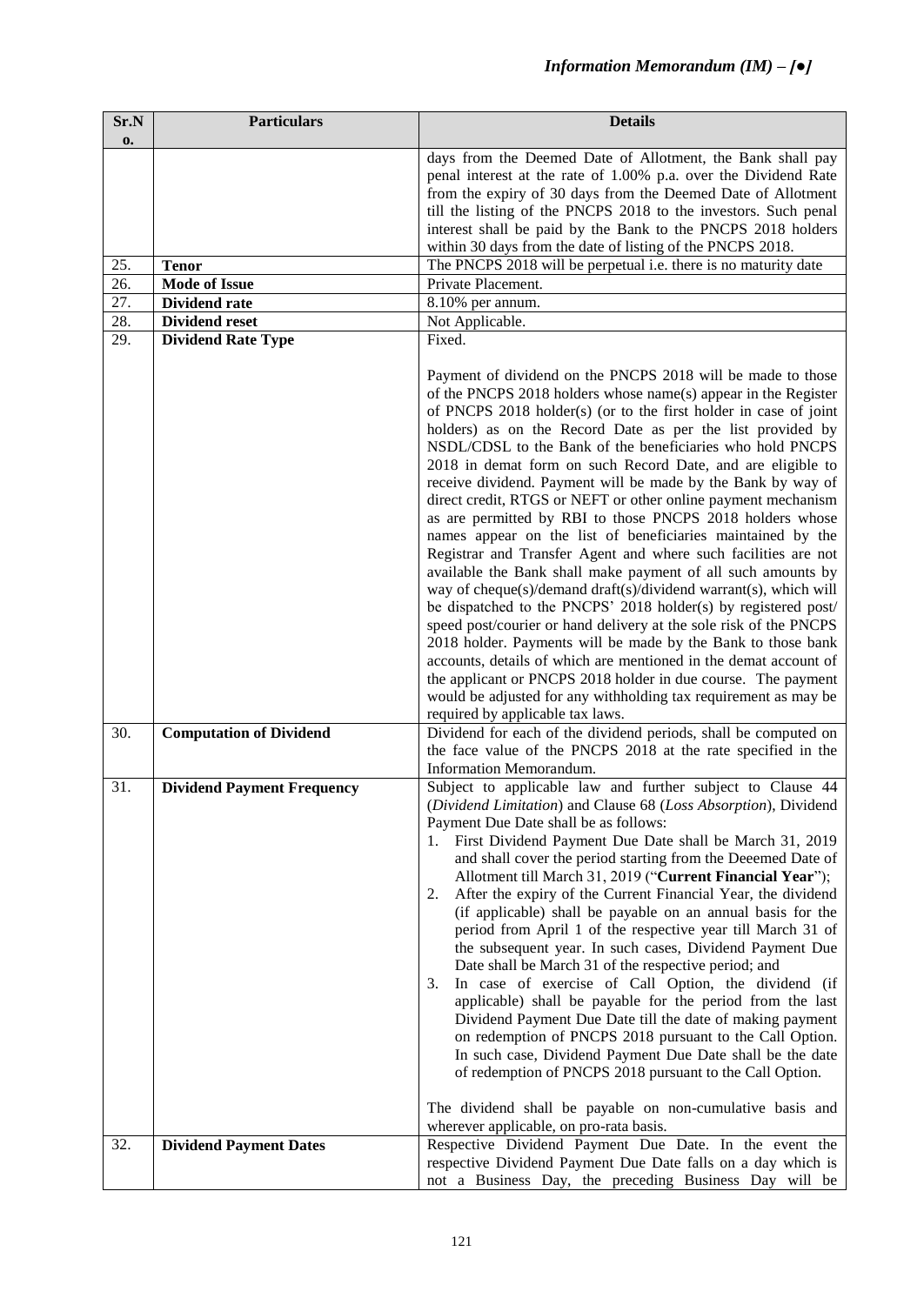| Sr.No. | Particulars | Details |
|---|---|---|
| | | days from the Deemed Date of Allotment, the Bank shall pay penal interest at the rate of 1.00% p.a. over the Dividend Rate from the expiry of 30 days from the Deemed Date of Allotment till the listing of the PNCPS 2018 to the investors. Such penal interest shall be paid by the Bank to the PNCPS 2018 holders within 30 days from the date of listing of the PNCPS 2018. |
| 25. | **Tenor** | The PNCPS 2018 will be perpetual i.e. there is no maturity date |
| 26. | **Mode of Issue** | Private Placement. |
| 27. | **Dividend rate** | 8.10% per annum. |
| 28. | **Dividend reset** | Not Applicable. |
| 29. | **Dividend Rate Type** | Fixed.<br><br>Payment of dividend on the PNCPS 2018 will be made to those of the PNCPS 2018 holders whose name(s) appear in the Register of PNCPS 2018 holder(s) (or to the first holder in case of joint holders) as on the Record Date as per the list provided by NSDL/CDSL to the Bank of the beneficiaries who hold PNCPS 2018 in demat form on such Record Date, and are eligible to receive dividend. Payment will be made by the Bank by way of direct credit, RTGS or NEFT or other online payment mechanism as are permitted by RBI to those PNCPS 2018 holders whose names appear on the list of beneficiaries maintained by the Registrar and Transfer Agent and where such facilities are not available the Bank shall make payment of all such amounts by way of cheque(s)/demand draft(s)/dividend warrant(s), which will be dispatched to the PNCPS' 2018 holder(s) by registered post/ speed post/courier or hand delivery at the sole risk of the PNCPS 2018 holder. Payments will be made by the Bank to those bank accounts, details of which are mentioned in the demat account of the applicant or PNCPS 2018 holder in due course. The payment would be adjusted for any withholding tax requirement as may be required by applicable tax laws. |
| 30. | **Computation of Dividend** | Dividend for each of the dividend periods, shall be computed on the face value of the PNCPS 2018 at the rate specified in the Information Memorandum. |
| 31. | **Dividend Payment Frequency** | Subject to applicable law and further subject to Clause 44 (*Dividend Limitation*) and Clause 68 (*Loss Absorption*), Dividend Payment Due Date shall be as follows:<br>1. First Dividend Payment Due Date shall be March 31, 2019 and shall cover the period starting from the Deeemed Date of Allotment till March 31, 2019 ("**Current Financial Year**");<br>2. After the expiry of the Current Financial Year, the dividend (if applicable) shall be payable on an annual basis for the period from April 1 of the respective year till March 31 of the subsequent year. In such cases, Dividend Payment Due Date shall be March 31 of the respective period; and<br>3. In case of exercise of Call Option, the dividend (if applicable) shall be payable for the period from the last Dividend Payment Due Date till the date of making payment on redemption of PNCPS 2018 pursuant to the Call Option. In such case, Dividend Payment Due Date shall be the date of redemption of PNCPS 2018 pursuant to the Call Option.<br><br>The dividend shall be payable on non-cumulative basis and wherever applicable, on pro-rata basis. |
| 32. | **Dividend Payment Dates** | Respective Dividend Payment Due Date. In the event the respective Dividend Payment Due Date falls on a day which is not a Business Day, the preceding Business Day will be |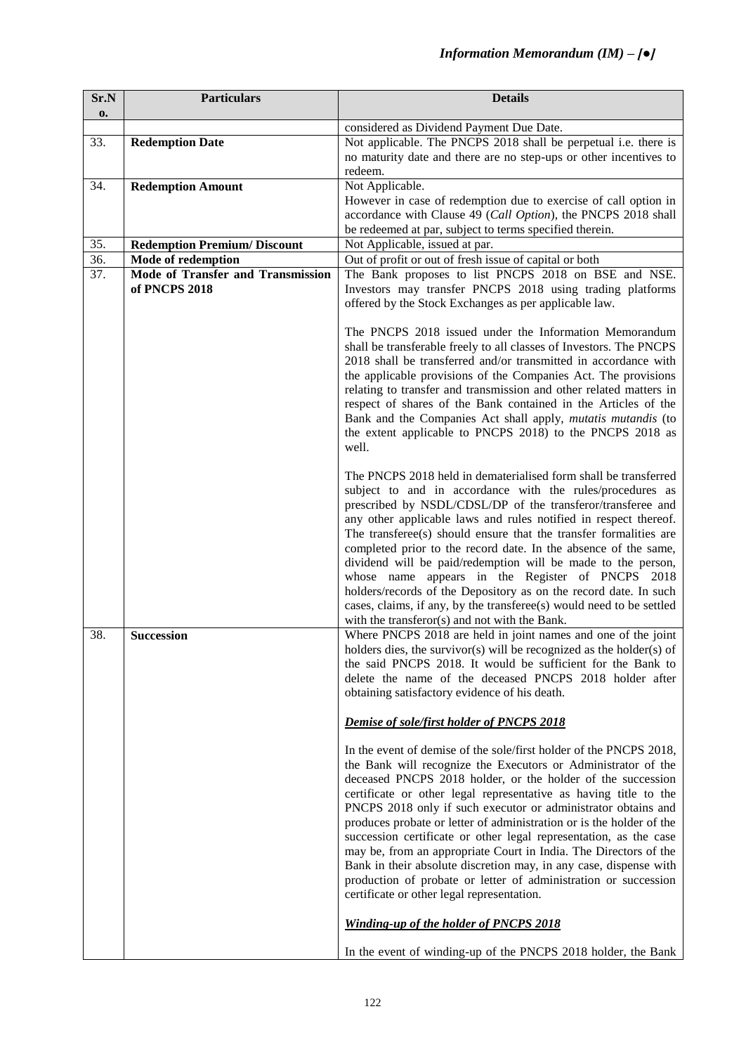| Sr.No. | Particulars | Details |
|---|---|---|
| | | considered as Dividend Payment Due Date. |
| 33. | **Redemption Date** | Not applicable. The PNCPS 2018 shall be perpetual i.e. there is no maturity date and there are no step-ups or other incentives to redeem. |
| 34. | **Redemption Amount** | Not Applicable.<br>However in case of redemption due to exercise of call option in accordance with Clause 49 (*Call Option*), the PNCPS 2018 shall be redeemed at par, subject to terms specified therein. |
| 35. | **Redemption Premium/ Discount** | Not Applicable, issued at par. |
| 36. | **Mode of redemption** | Out of profit or out of fresh issue of capital or both |
| 37. | **Mode of Transfer and Transmission of PNCPS 2018** | The Bank proposes to list PNCPS 2018 on BSE and NSE. Investors may transfer PNCPS 2018 using trading platforms offered by the Stock Exchanges as per applicable law.<br><br>The PNCPS 2018 issued under the Information Memorandum shall be transferable freely to all classes of Investors. The PNCPS 2018 shall be transferred and/or transmitted in accordance with the applicable provisions of the Companies Act. The provisions relating to transfer and transmission and other related matters in respect of shares of the Bank contained in the Articles of the Bank and the Companies Act shall apply, *mutatis mutandis* (to the extent applicable to PNCPS 2018) to the PNCPS 2018 as well.<br><br>The PNCPS 2018 held in dematerialised form shall be transferred subject to and in accordance with the rules/procedures as prescribed by NSDL/CDSL/DP of the transferor/transferee and any other applicable laws and rules notified in respect thereof. The transferee(s) should ensure that the transfer formalities are completed prior to the record date. In the absence of the same, dividend will be paid/redemption will be made to the person, whose name appears in the Register of PNCPS 2018 holders/records of the Depository as on the record date. In such cases, claims, if any, by the transferee(s) would need to be settled with the transferor(s) and not with the Bank. |
| 38. | **Succession** | Where PNCPS 2018 are held in joint names and one of the joint holders dies, the survivor(s) will be recognized as the holder(s) of the said PNCPS 2018. It would be sufficient for the Bank to delete the name of the deceased PNCPS 2018 holder after obtaining satisfactory evidence of his death.<br><br>***Demise of sole/first holder of PNCPS 2018***<br><br>In the event of demise of the sole/first holder of the PNCPS 2018, the Bank will recognize the Executors or Administrator of the deceased PNCPS 2018 holder, or the holder of the succession certificate or other legal representative as having title to the PNCPS 2018 only if such executor or administrator obtains and produces probate or letter of administration or is the holder of the succession certificate or other legal representation, as the case may be, from an appropriate Court in India. The Directors of the Bank in their absolute discretion may, in any case, dispense with production of probate or letter of administration or succession certificate or other legal representation.<br><br>***Winding-up of the holder of PNCPS 2018***<br><br>In the event of winding-up of the PNCPS 2018 holder, the Bank |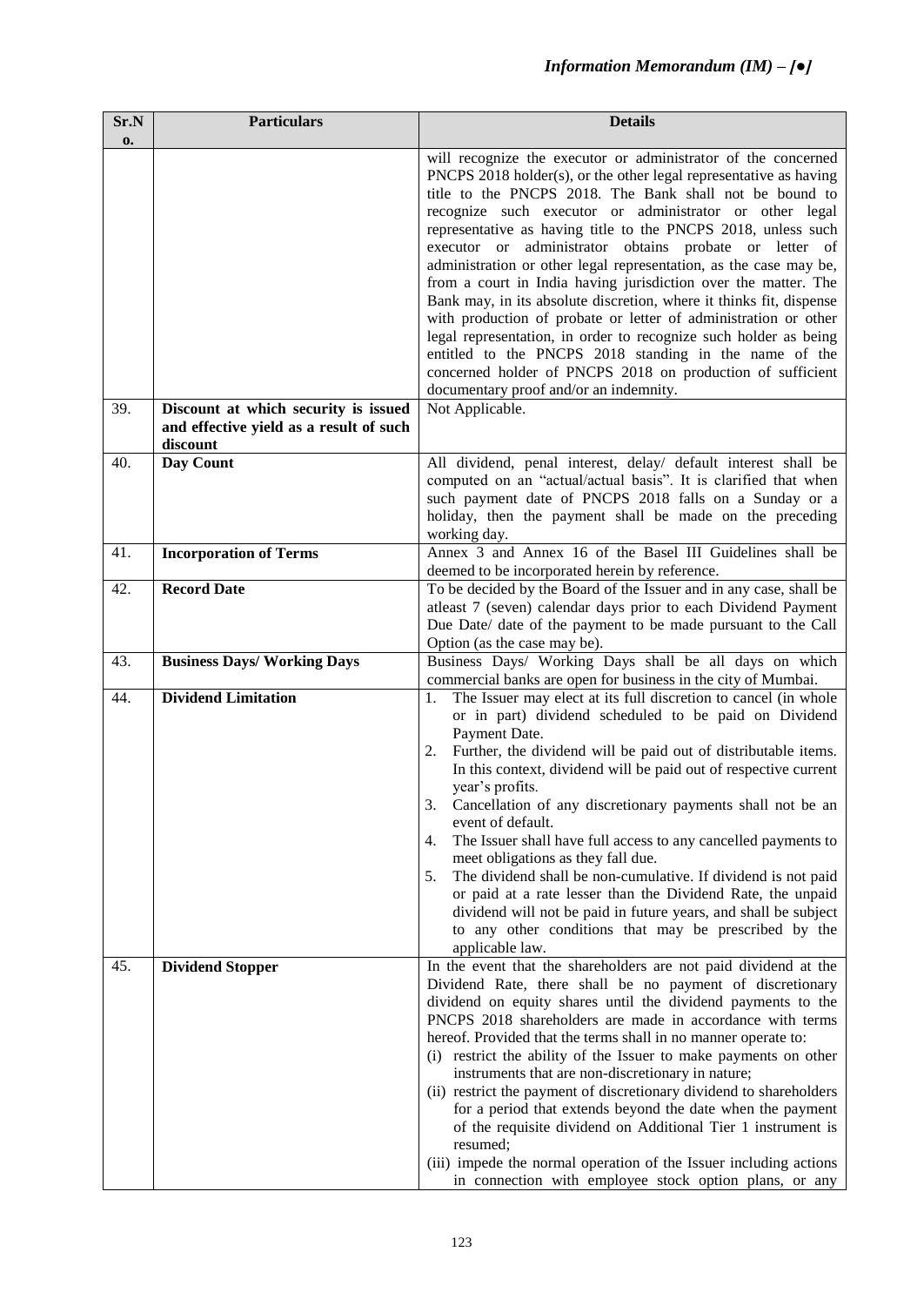| Sr.No. | Particulars | Details |
|---|---|---|
| | | will recognize the executor or administrator of the concerned PNCPS 2018 holder(s), or the other legal representative as having title to the PNCPS 2018. The Bank shall not be bound to recognize such executor or administrator or other legal representative as having title to the PNCPS 2018, unless such executor or administrator obtains probate or letter of administration or other legal representation, as the case may be, from a court in India having jurisdiction over the matter. The Bank may, in its absolute discretion, where it thinks fit, dispense with production of probate or letter of administration or other legal representation, in order to recognize such holder as being entitled to the PNCPS 2018 standing in the name of the concerned holder of PNCPS 2018 on production of sufficient documentary proof and/or an indemnity. |
| 39. | **Discount at which security is issued and effective yield as a result of such discount** | Not Applicable. |
| 40. | **Day Count** | All dividend, penal interest, delay/ default interest shall be computed on an "actual/actual basis". It is clarified that when such payment date of PNCPS 2018 falls on a Sunday or a holiday, then the payment shall be made on the preceding working day. |
| 41. | **Incorporation of Terms** | Annex 3 and Annex 16 of the Basel III Guidelines shall be deemed to be incorporated herein by reference. |
| 42. | **Record Date** | To be decided by the Board of the Issuer and in any case, shall be atleast 7 (seven) calendar days prior to each Dividend Payment Due Date/ date of the payment to be made pursuant to the Call Option (as the case may be). |
| 43. | **Business Days/ Working Days** | Business Days/ Working Days shall be all days on which commercial banks are open for business in the city of Mumbai. |
| 44. | **Dividend Limitation** | 1. The Issuer may elect at its full discretion to cancel (in whole or in part) dividend scheduled to be paid on Dividend Payment Date.<br>2. Further, the dividend will be paid out of distributable items. In this context, dividend will be paid out of respective current year's profits.<br>3. Cancellation of any discretionary payments shall not be an event of default.<br>4. The Issuer shall have full access to any cancelled payments to meet obligations as they fall due.<br>5. The dividend shall be non-cumulative. If dividend is not paid or paid at a rate lesser than the Dividend Rate, the unpaid dividend will not be paid in future years, and shall be subject to any other conditions that may be prescribed by the applicable law. |
| 45. | **Dividend Stopper** | In the event that the shareholders are not paid dividend at the Dividend Rate, there shall be no payment of discretionary dividend on equity shares until the dividend payments to the PNCPS 2018 shareholders are made in accordance with terms hereof. Provided that the terms shall in no manner operate to:<br>(i) restrict the ability of the Issuer to make payments on other instruments that are non-discretionary in nature;<br>(ii) restrict the payment of discretionary dividend to shareholders for a period that extends beyond the date when the payment of the requisite dividend on Additional Tier 1 instrument is resumed;<br>(iii) impede the normal operation of the Issuer including actions in connection with employee stock option plans, or any |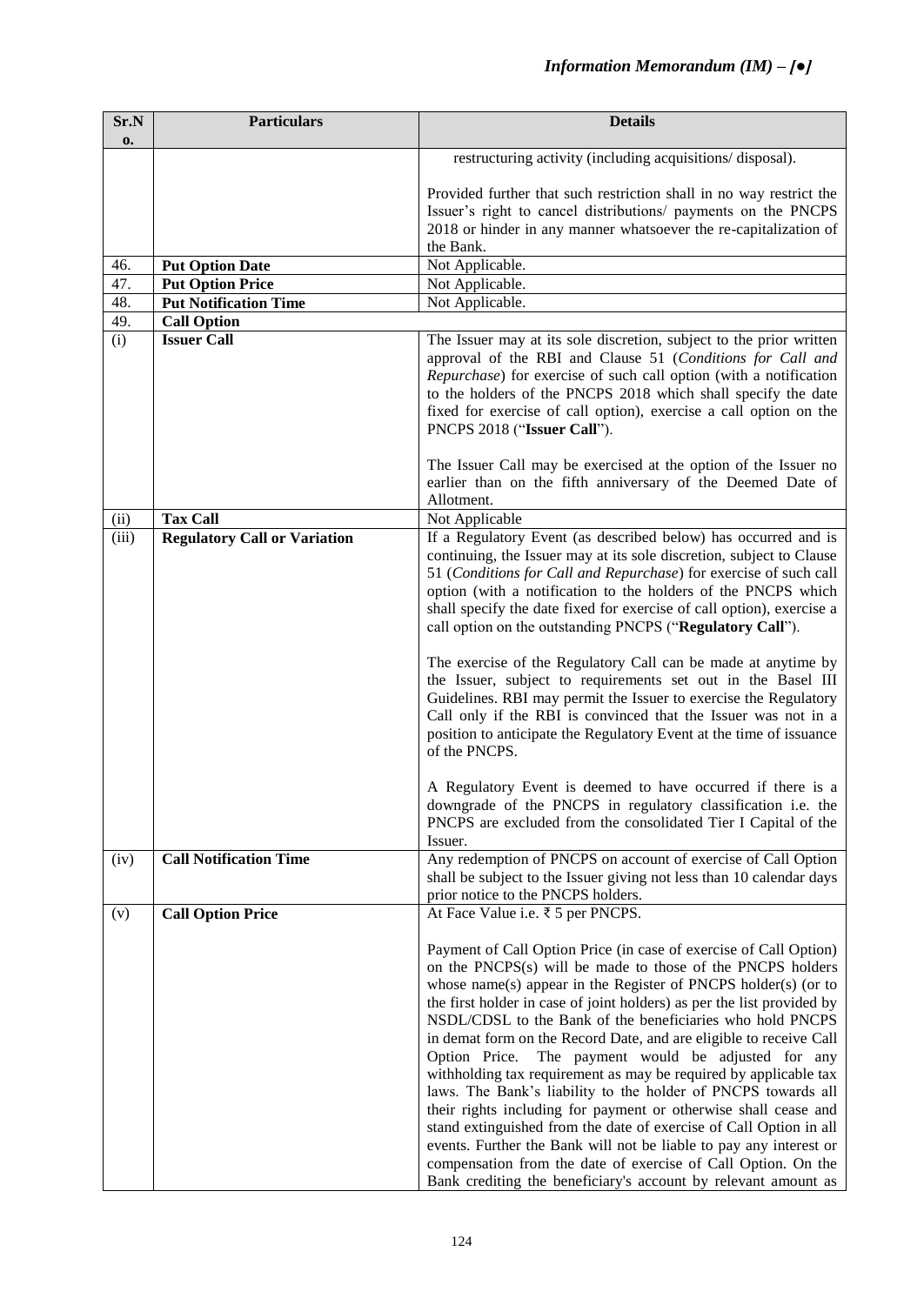| Sr.No. | Particulars | Details |
|---|---|---|
| | | restructuring activity (including acquisitions/ disposal).<br><br>Provided further that such restriction shall in no way restrict the Issuer's right to cancel distributions/ payments on the PNCPS 2018 or hinder in any manner whatsoever the re-capitalization of the Bank. |
| 46. | **Put Option Date** | Not Applicable. |
| 47. | **Put Option Price** | Not Applicable. |
| 48. | **Put Notification Time** | Not Applicable. |
| 49. | **Call Option** | |
| (i) | **Issuer Call** | The Issuer may at its sole discretion, subject to the prior written approval of the RBI and Clause 51 (*Conditions for Call and Repurchase*) for exercise of such call option (with a notification to the holders of the PNCPS 2018 which shall specify the date fixed for exercise of call option), exercise a call option on the PNCPS 2018 ("**Issuer Call**").<br><br>The Issuer Call may be exercised at the option of the Issuer no earlier than on the fifth anniversary of the Deemed Date of Allotment. |
| (ii) | **Tax Call** | Not Applicable |
| (iii) | **Regulatory Call or Variation** | If a Regulatory Event (as described below) has occurred and is continuing, the Issuer may at its sole discretion, subject to Clause 51 (*Conditions for Call and Repurchase*) for exercise of such call option (with a notification to the holders of the PNCPS which shall specify the date fixed for exercise of call option), exercise a call option on the outstanding PNCPS ("**Regulatory Call**").<br><br>The exercise of the Regulatory Call can be made at anytime by the Issuer, subject to requirements set out in the Basel III Guidelines. RBI may permit the Issuer to exercise the Regulatory Call only if the RBI is convinced that the Issuer was not in a position to anticipate the Regulatory Event at the time of issuance of the PNCPS.<br><br>A Regulatory Event is deemed to have occurred if there is a downgrade of the PNCPS in regulatory classification i.e. the PNCPS are excluded from the consolidated Tier I Capital of the Issuer. |
| (iv) | **Call Notification Time** | Any redemption of PNCPS on account of exercise of Call Option shall be subject to the Issuer giving not less than 10 calendar days prior notice to the PNCPS holders. |
| (v) | **Call Option Price** | At Face Value i.e. ₹ 5 per PNCPS.<br><br>Payment of Call Option Price (in case of exercise of Call Option) on the PNCPS(s) will be made to those of the PNCPS holders whose name(s) appear in the Register of PNCPS holder(s) (or to the first holder in case of joint holders) as per the list provided by NSDL/CDSL to the Bank of the beneficiaries who hold PNCPS in demat form on the Record Date, and are eligible to receive Call Option Price. The payment would be adjusted for any withholding tax requirement as may be required by applicable tax laws. The Bank's liability to the holder of PNCPS towards all their rights including for payment or otherwise shall cease and stand extinguished from the date of exercise of Call Option in all events. Further the Bank will not be liable to pay any interest or compensation from the date of exercise of Call Option. On the Bank crediting the beneficiary's account by relevant amount as |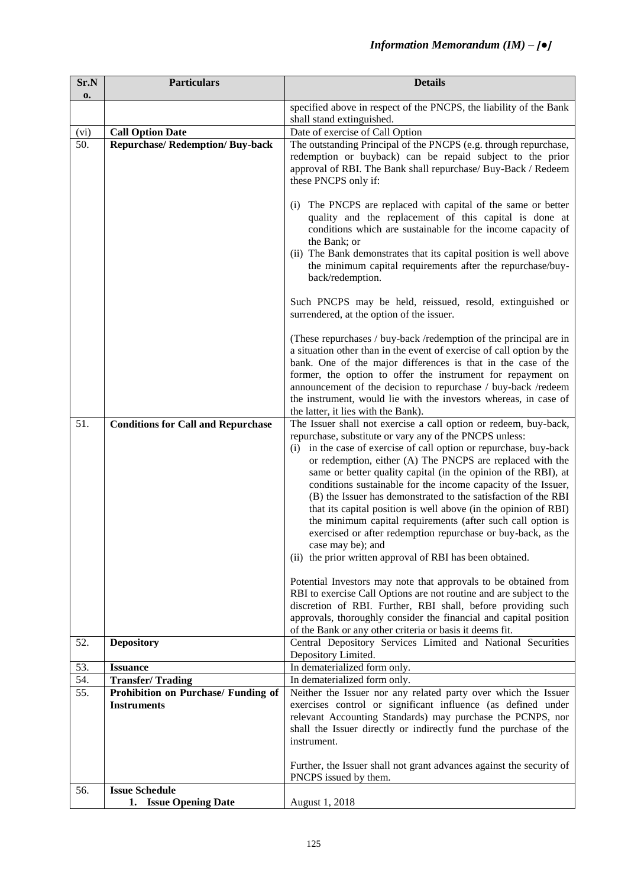| Sr.No. | Particulars | Details |
|---|---|---|
| | | specified above in respect of the PNCPS, the liability of the Bank shall stand extinguished. |
| (vi) | **Call Option Date** | Date of exercise of Call Option |
| 50. | **Repurchase/ Redemption/ Buy-back** | The outstanding Principal of the PNCPS (e.g. through repurchase, redemption or buyback) can be repaid subject to the prior approval of RBI. The Bank shall repurchase/ Buy-Back / Redeem these PNCPS only if:<br><br>(i) The PNCPS are replaced with capital of the same or better quality and the replacement of this capital is done at conditions which are sustainable for the income capacity of the Bank; or<br>(ii) The Bank demonstrates that its capital position is well above the minimum capital requirements after the repurchase/buy-back/redemption.<br><br>Such PNCPS may be held, reissued, resold, extinguished or surrendered, at the option of the issuer.<br><br>(These repurchases / buy-back /redemption of the principal are in a situation other than in the event of exercise of call option by the bank. One of the major differences is that in the case of the former, the option to offer the instrument for repayment on announcement of the decision to repurchase / buy-back /redeem the instrument, would lie with the investors whereas, in case of the latter, it lies with the Bank). |
| 51. | **Conditions for Call and Repurchase** | The Issuer shall not exercise a call option or redeem, buy-back, repurchase, substitute or vary any of the PNCPS unless:<br>(i) in the case of exercise of call option or repurchase, buy-back or redemption, either (A) The PNCPS are replaced with the same or better quality capital (in the opinion of the RBI), at conditions sustainable for the income capacity of the Issuer, (B) the Issuer has demonstrated to the satisfaction of the RBI that its capital position is well above (in the opinion of RBI) the minimum capital requirements (after such call option is exercised or after redemption repurchase or buy-back, as the case may be); and<br>(ii) the prior written approval of RBI has been obtained.<br><br>Potential Investors may note that approvals to be obtained from RBI to exercise Call Options are not routine and are subject to the discretion of RBI. Further, RBI shall, before providing such approvals, thoroughly consider the financial and capital position of the Bank or any other criteria or basis it deems fit. |
| 52. | **Depository** | Central Depository Services Limited and National Securities Depository Limited. |
| 53. | **Issuance** | In dematerialized form only. |
| 54. | **Transfer/ Trading** | In dematerialized form only. |
| 55. | **Prohibition on Purchase/ Funding of Instruments** | Neither the Issuer nor any related party over which the Issuer exercises control or significant influence (as defined under relevant Accounting Standards) may purchase the PCNPS, nor shall the Issuer directly or indirectly fund the purchase of the instrument.<br><br>Further, the Issuer shall not grant advances against the security of PNCPS issued by them. |
| 56. | **Issue Schedule**<br>**1. Issue Opening Date** | <br>August 1, 2018 |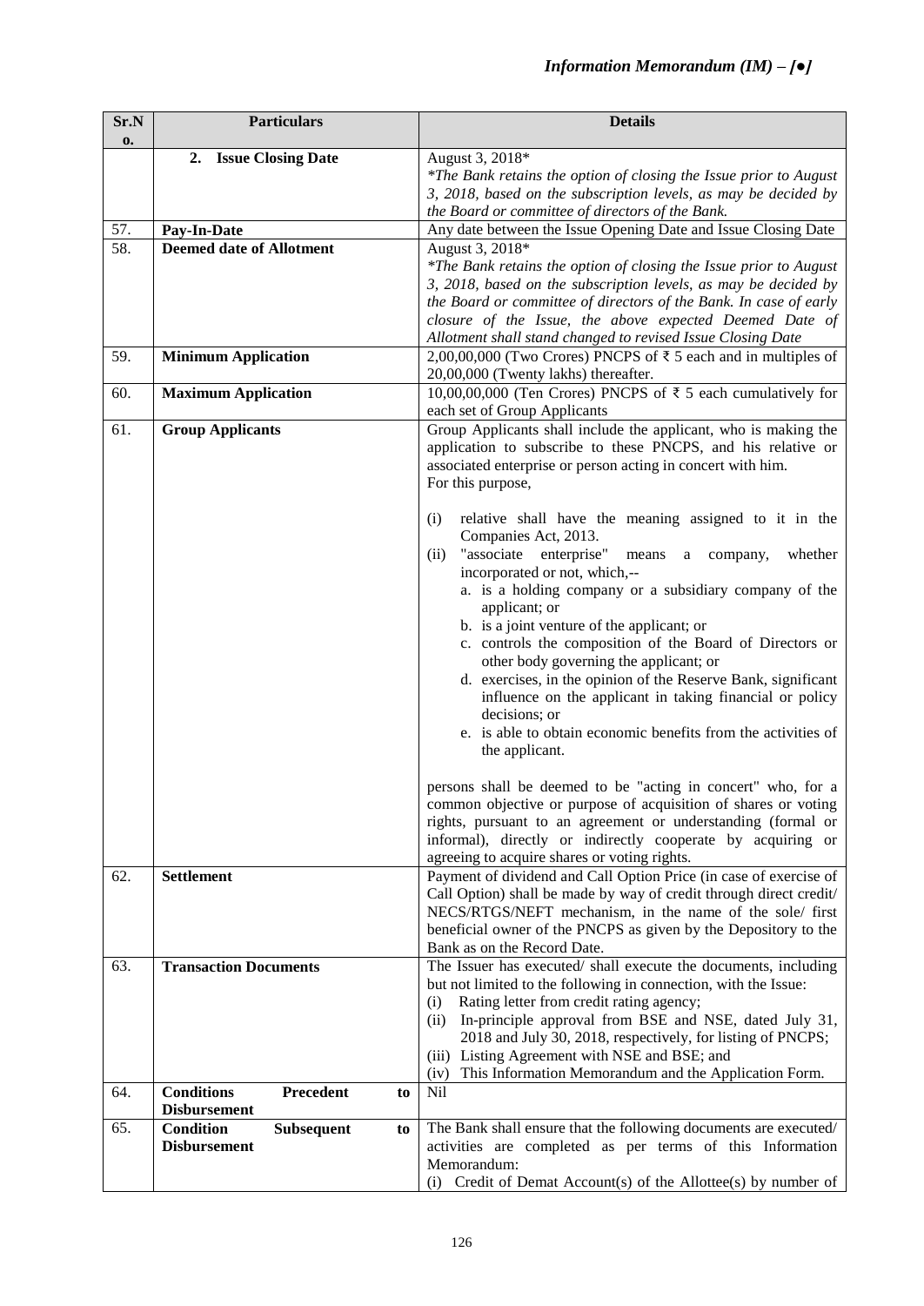| Sr.No. | Particulars | Details |
|---|---|---|
| | **2. Issue Closing Date** | August 3, 2018*<br>*\*The Bank retains the option of closing the Issue prior to August 3, 2018, based on the subscription levels, as may be decided by the Board or committee of directors of the Bank.* |
| 57. | **Pay-In-Date** | Any date between the Issue Opening Date and Issue Closing Date |
| 58. | **Deemed date of Allotment** | August 3, 2018*<br>*\*The Bank retains the option of closing the Issue prior to August 3, 2018, based on the subscription levels, as may be decided by the Board or committee of directors of the Bank. In case of early closure of the Issue, the above expected Deemed Date of Allotment shall stand changed to revised Issue Closing Date* |
| 59. | **Minimum Application** | 2,00,00,000 (Two Crores) PNCPS of ₹ 5 each and in multiples of 20,00,000 (Twenty lakhs) thereafter. |
| 60. | **Maximum Application** | 10,00,00,000 (Ten Crores) PNCPS of ₹ 5 each cumulatively for each set of Group Applicants |
| 61. | **Group Applicants** | Group Applicants shall include the applicant, who is making the application to subscribe to these PNCPS, and his relative or associated enterprise or person acting in concert with him.<br>For this purpose,<br><br>(i) relative shall have the meaning assigned to it in the Companies Act, 2013.<br>(ii) "associate enterprise" means a company, whether incorporated or not, which,--<br>a. is a holding company or a subsidiary company of the applicant; or<br>b. is a joint venture of the applicant; or<br>c. controls the composition of the Board of Directors or other body governing the applicant; or<br>d. exercises, in the opinion of the Reserve Bank, significant influence on the applicant in taking financial or policy decisions; or<br>e. is able to obtain economic benefits from the activities of the applicant.<br><br>persons shall be deemed to be "acting in concert" who, for a common objective or purpose of acquisition of shares or voting rights, pursuant to an agreement or understanding (formal or informal), directly or indirectly cooperate by acquiring or agreeing to acquire shares or voting rights. |
| 62. | **Settlement** | Payment of dividend and Call Option Price (in case of exercise of Call Option) shall be made by way of credit through direct credit/ NECS/RTGS/NEFT mechanism, in the name of the sole/ first beneficial owner of the PNCPS as given by the Depository to the Bank as on the Record Date. |
| 63. | **Transaction Documents** | The Issuer has executed/ shall execute the documents, including but not limited to the following in connection, with the Issue:<br>(i) Rating letter from credit rating agency;<br>(ii) In-principle approval from BSE and NSE, dated July 31, 2018 and July 30, 2018, respectively, for listing of PNCPS;<br>(iii) Listing Agreement with NSE and BSE; and<br>(iv) This Information Memorandum and the Application Form. |
| 64. | **Conditions Precedent to Disbursement** | Nil |
| 65. | **Condition Subsequent to Disbursement** | The Bank shall ensure that the following documents are executed/ activities are completed as per terms of this Information Memorandum:<br>(i) Credit of Demat Account(s) of the Allottee(s) by number of |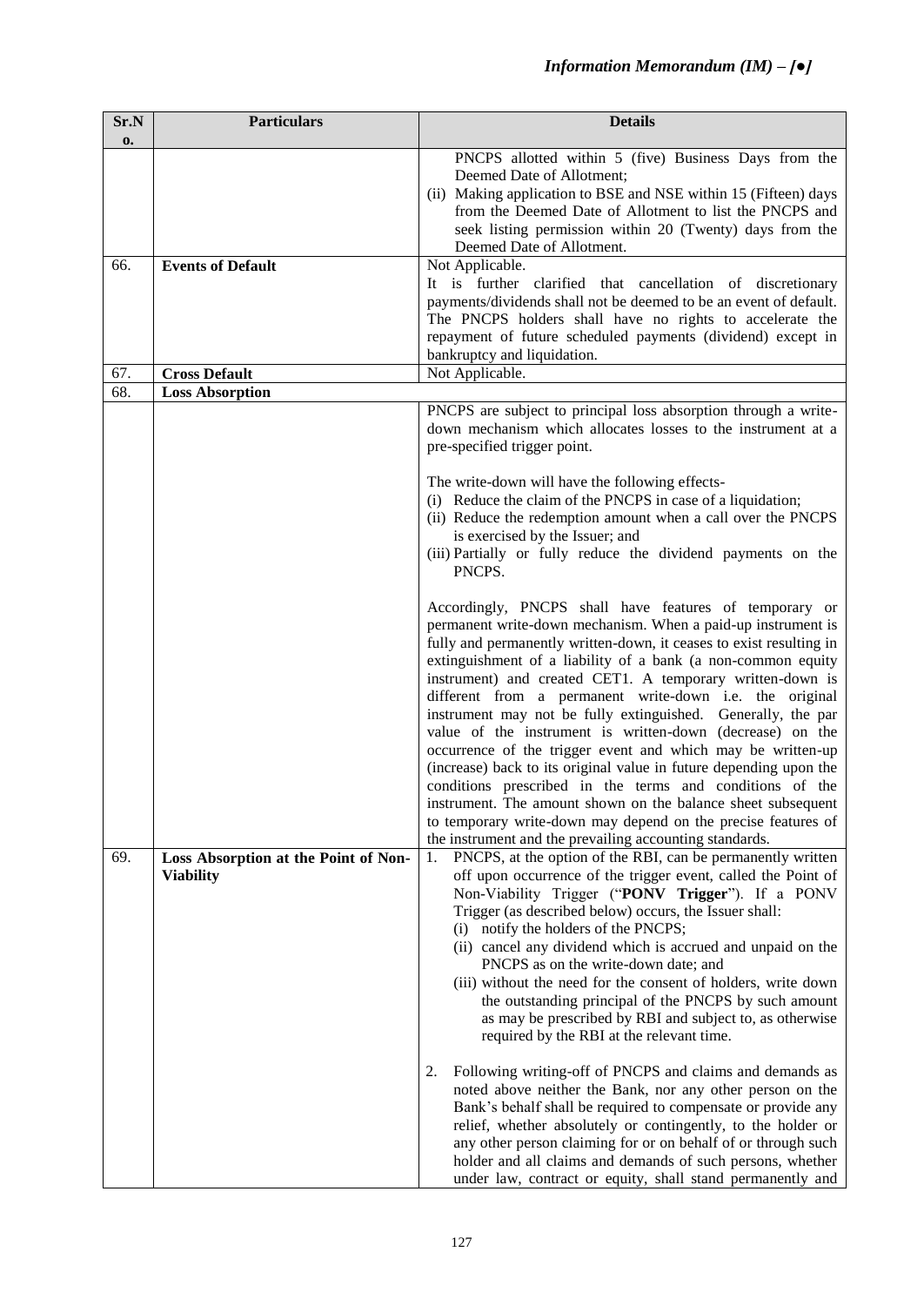| Sr.No. | Particulars | Details |
|---|---|---|
| | | PNCPS allotted within 5 (five) Business Days from the Deemed Date of Allotment;<br>(ii) Making application to BSE and NSE within 15 (Fifteen) days from the Deemed Date of Allotment to list the PNCPS and seek listing permission within 20 (Twenty) days from the Deemed Date of Allotment. |
| 66. | **Events of Default** | Not Applicable.<br>It is further clarified that cancellation of discretionary payments/dividends shall not be deemed to be an event of default. The PNCPS holders shall have no rights to accelerate the repayment of future scheduled payments (dividend) except in bankruptcy and liquidation. |
| 67. | **Cross Default** | Not Applicable. |
| 68. | **Loss Absorption** | |
| | | PNCPS are subject to principal loss absorption through a write-down mechanism which allocates losses to the instrument at a pre-specified trigger point.<br><br>The write-down will have the following effects-<br>(i) Reduce the claim of the PNCPS in case of a liquidation;<br>(ii) Reduce the redemption amount when a call over the PNCPS is exercised by the Issuer; and<br>(iii) Partially or fully reduce the dividend payments on the PNCPS.<br><br>Accordingly, PNCPS shall have features of temporary or permanent write-down mechanism. When a paid-up instrument is fully and permanently written-down, it ceases to exist resulting in extinguishment of a liability of a bank (a non-common equity instrument) and created CET1. A temporary written-down is different from a permanent write-down i.e. the original instrument may not be fully extinguished. Generally, the par value of the instrument is written-down (decrease) on the occurrence of the trigger event and which may be written-up (increase) back to its original value in future depending upon the conditions prescribed in the terms and conditions of the instrument. The amount shown on the balance sheet subsequent to temporary write-down may depend on the precise features of the instrument and the prevailing accounting standards. |
| 69. | **Loss Absorption at the Point of Non-Viability** | 1. PNCPS, at the option of the RBI, can be permanently written off upon occurrence of the trigger event, called the Point of Non-Viability Trigger ("**PONV Trigger**"). If a PONV Trigger (as described below) occurs, the Issuer shall:<br>(i) notify the holders of the PNCPS;<br>(ii) cancel any dividend which is accrued and unpaid on the PNCPS as on the write-down date; and<br>(iii) without the need for the consent of holders, write down the outstanding principal of the PNCPS by such amount as may be prescribed by RBI and subject to, as otherwise required by the RBI at the relevant time.<br><br>2. Following writing-off of PNCPS and claims and demands as noted above neither the Bank, nor any other person on the Bank's behalf shall be required to compensate or provide any relief, whether absolutely or contingently, to the holder or any other person claiming for or on behalf of or through such holder and all claims and demands of such persons, whether under law, contract or equity, shall stand permanently and |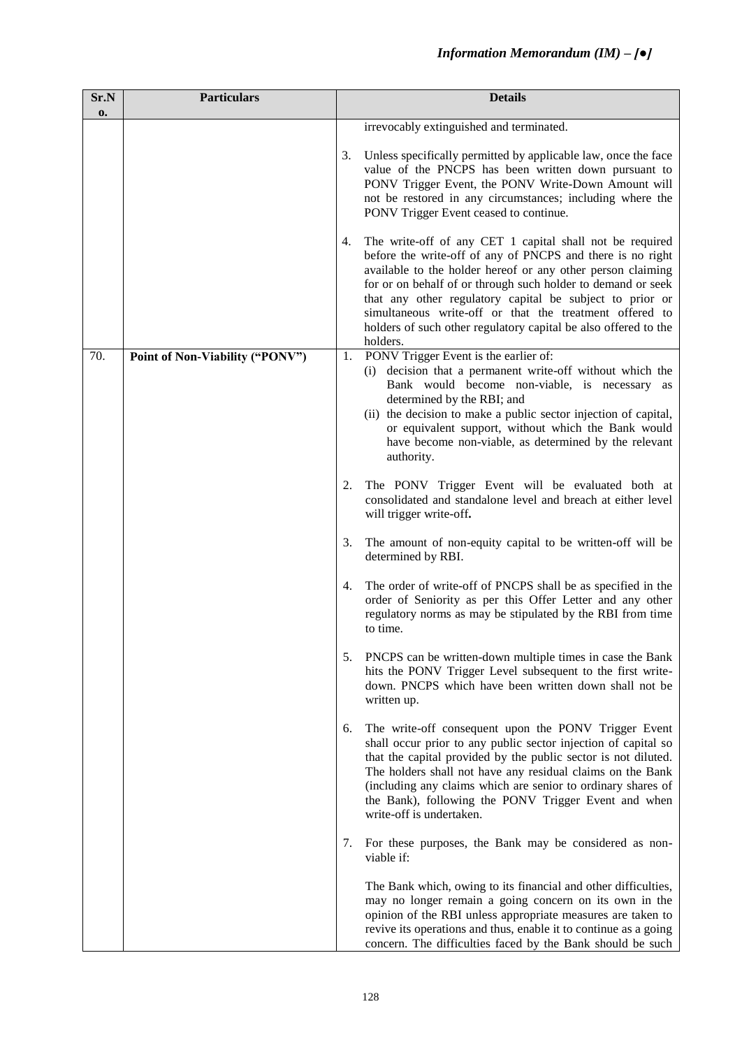| Sr.No. | Particulars | Details |
|---|---|---|
| | | irrevocably extinguished and terminated.<br><br>3. Unless specifically permitted by applicable law, once the face value of the PNCPS has been written down pursuant to PONV Trigger Event, the PONV Write-Down Amount will not be restored in any circumstances; including where the PONV Trigger Event ceased to continue.<br><br>4. The write-off of any CET 1 capital shall not be required before the write-off of any of PNCPS and there is no right available to the holder hereof or any other person claiming for or on behalf of or through such holder to demand or seek that any other regulatory capital be subject to prior or simultaneous write-off or that the treatment offered to holders of such other regulatory capital be also offered to the holders. |
| 70. | **Point of Non-Viability ("PONV")** | 1. PONV Trigger Event is the earlier of:<br>(i) decision that a permanent write-off without which the Bank would become non-viable, is necessary as determined by the RBI; and<br>(ii) the decision to make a public sector injection of capital, or equivalent support, without which the Bank would have become non-viable, as determined by the relevant authority.<br><br>2. The PONV Trigger Event will be evaluated both at consolidated and standalone level and breach at either level will trigger write-off**.**<br><br>3. The amount of non-equity capital to be written-off will be determined by RBI.<br><br>4. The order of write-off of PNCPS shall be as specified in the order of Seniority as per this Offer Letter and any other regulatory norms as may be stipulated by the RBI from time to time.<br><br>5. PNCPS can be written-down multiple times in case the Bank hits the PONV Trigger Level subsequent to the first write-down. PNCPS which have been written down shall not be written up.<br><br>6. The write-off consequent upon the PONV Trigger Event shall occur prior to any public sector injection of capital so that the capital provided by the public sector is not diluted. The holders shall not have any residual claims on the Bank (including any claims which are senior to ordinary shares of the Bank), following the PONV Trigger Event and when write-off is undertaken.<br><br>7. For these purposes, the Bank may be considered as non-viable if:<br><br>The Bank which, owing to its financial and other difficulties, may no longer remain a going concern on its own in the opinion of the RBI unless appropriate measures are taken to revive its operations and thus, enable it to continue as a going concern. The difficulties faced by the Bank should be such |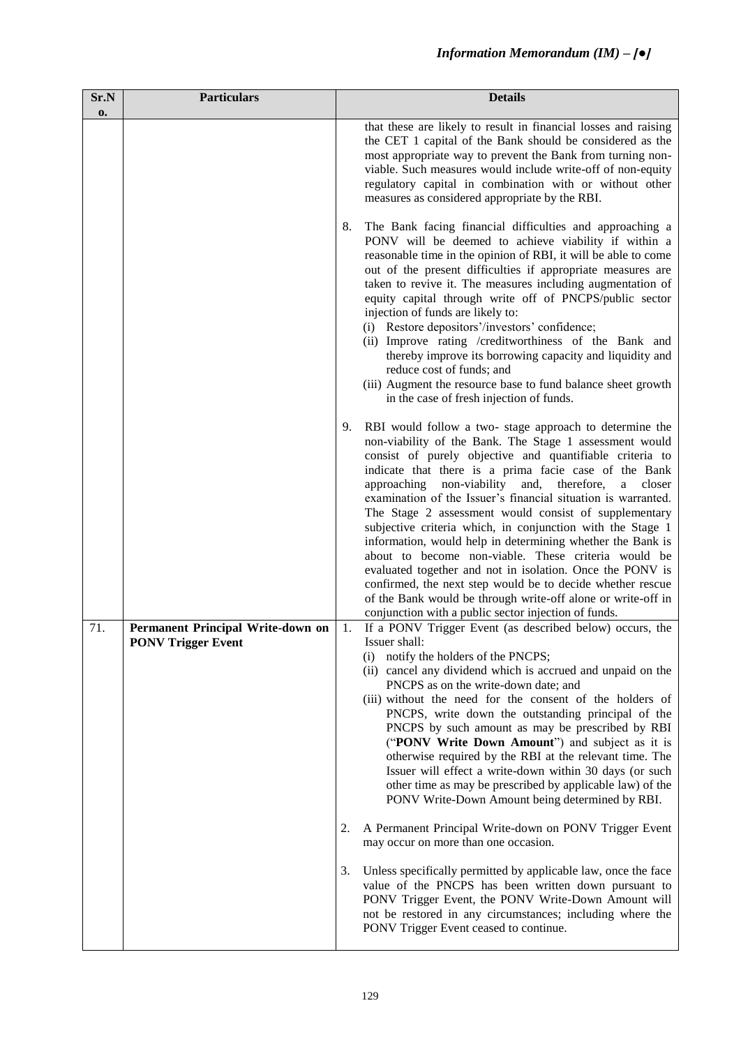| Sr.No. | Particulars | Details |
|---|---|---|
| | | that these are likely to result in financial losses and raising the CET 1 capital of the Bank should be considered as the most appropriate way to prevent the Bank from turning non-viable. Such measures would include write-off of non-equity regulatory capital in combination with or without other measures as considered appropriate by the RBI.<br><br>8. The Bank facing financial difficulties and approaching a PONV will be deemed to achieve viability if within a reasonable time in the opinion of RBI, it will be able to come out of the present difficulties if appropriate measures are taken to revive it. The measures including augmentation of equity capital through write off of PNCPS/public sector injection of funds are likely to:<br>(i) Restore depositors'/investors' confidence;<br>(ii) Improve rating /creditworthiness of the Bank and thereby improve its borrowing capacity and liquidity and reduce cost of funds; and<br>(iii) Augment the resource base to fund balance sheet growth in the case of fresh injection of funds.<br><br>9. RBI would follow a two- stage approach to determine the non-viability of the Bank. The Stage 1 assessment would consist of purely objective and quantifiable criteria to indicate that there is a prima facie case of the Bank approaching non-viability and, therefore, a closer examination of the Issuer's financial situation is warranted. The Stage 2 assessment would consist of supplementary subjective criteria which, in conjunction with the Stage 1 information, would help in determining whether the Bank is about to become non-viable. These criteria would be evaluated together and not in isolation. Once the PONV is confirmed, the next step would be to decide whether rescue of the Bank would be through write-off alone or write-off in conjunction with a public sector injection of funds. |
| 71. | **Permanent Principal Write-down on PONV Trigger Event** | 1. If a PONV Trigger Event (as described below) occurs, the Issuer shall:<br>(i) notify the holders of the PNCPS;<br>(ii) cancel any dividend which is accrued and unpaid on the PNCPS as on the write-down date; and<br>(iii) without the need for the consent of the holders of PNCPS, write down the outstanding principal of the PNCPS by such amount as may be prescribed by RBI ("**PONV Write Down Amount**") and subject as it is otherwise required by the RBI at the relevant time. The Issuer will effect a write-down within 30 days (or such other time as may be prescribed by applicable law) of the PONV Write-Down Amount being determined by RBI.<br><br>2. A Permanent Principal Write-down on PONV Trigger Event may occur on more than one occasion.<br><br>3. Unless specifically permitted by applicable law, once the face value of the PNCPS has been written down pursuant to PONV Trigger Event, the PONV Write-Down Amount will not be restored in any circumstances; including where the PONV Trigger Event ceased to continue. |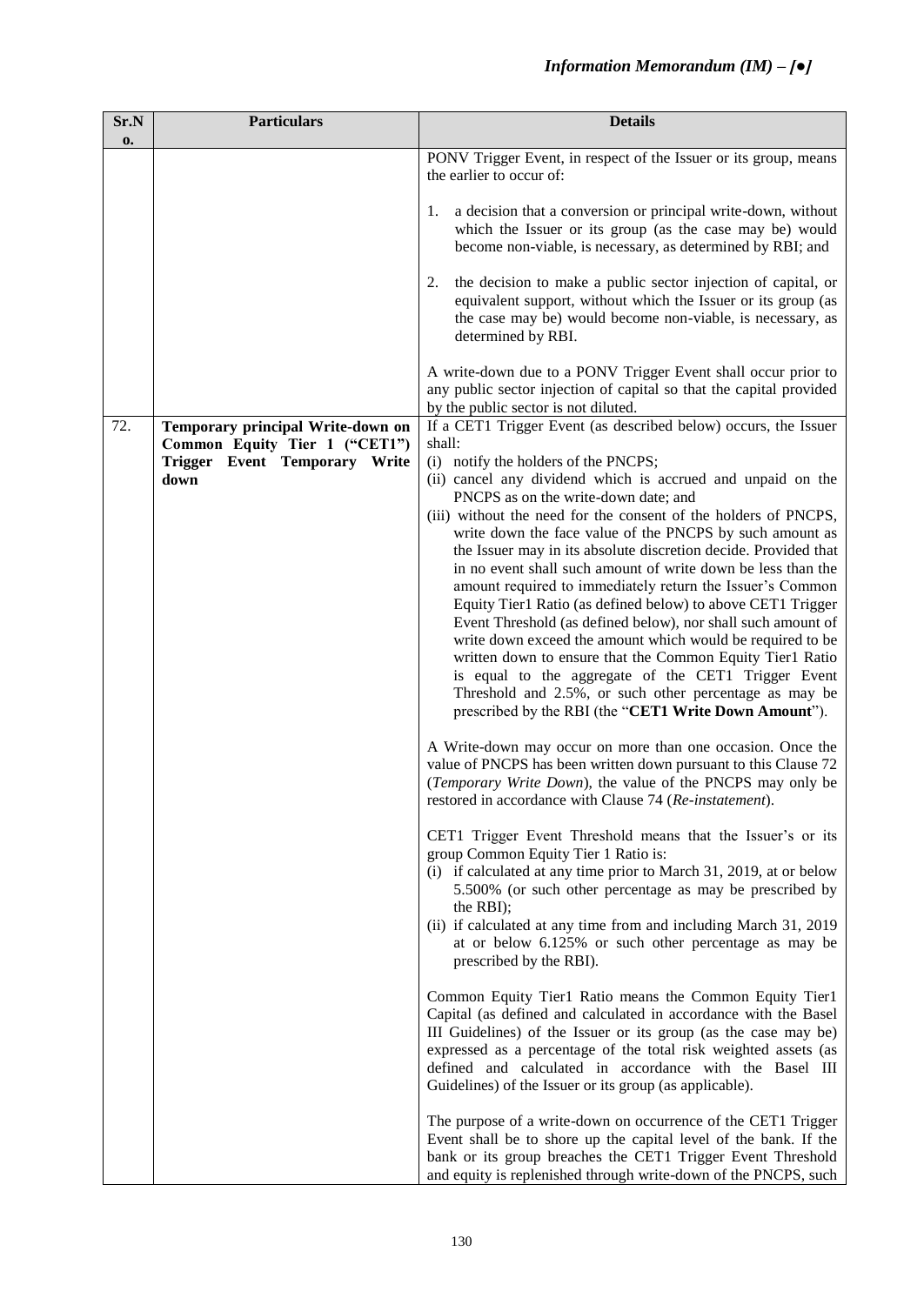| Sr.No. | Particulars | Details |
|---|---|---|
| | | PONV Trigger Event, in respect of the Issuer or its group, means the earlier to occur of:<br><br>1. a decision that a conversion or principal write-down, without which the Issuer or its group (as the case may be) would become non-viable, is necessary, as determined by RBI; and<br><br>2. the decision to make a public sector injection of capital, or equivalent support, without which the Issuer or its group (as the case may be) would become non-viable, is necessary, as determined by RBI.<br><br>A write-down due to a PONV Trigger Event shall occur prior to any public sector injection of capital so that the capital provided by the public sector is not diluted. |
| 72. | **Temporary principal Write-down on Common Equity Tier 1 ("CET1") Trigger Event Temporary Write down** | If a CET1 Trigger Event (as described below) occurs, the Issuer shall:<br>(i) notify the holders of the PNCPS;<br>(ii) cancel any dividend which is accrued and unpaid on the PNCPS as on the write-down date; and<br>(iii) without the need for the consent of the holders of PNCPS, write down the face value of the PNCPS by such amount as the Issuer may in its absolute discretion decide. Provided that in no event shall such amount of write down be less than the amount required to immediately return the Issuer's Common Equity Tier1 Ratio (as defined below) to above CET1 Trigger Event Threshold (as defined below), nor shall such amount of write down exceed the amount which would be required to be written down to ensure that the Common Equity Tier1 Ratio is equal to the aggregate of the CET1 Trigger Event Threshold and 2.5%, or such other percentage as may be prescribed by the RBI (the "**CET1 Write Down Amount**").<br><br>A Write-down may occur on more than one occasion. Once the value of PNCPS has been written down pursuant to this Clause 72 (*Temporary Write Down*), the value of the PNCPS may only be restored in accordance with Clause 74 (*Re-instatement*).<br><br>CET1 Trigger Event Threshold means that the Issuer's or its group Common Equity Tier 1 Ratio is:<br>(i) if calculated at any time prior to March 31, 2019, at or below 5.500% (or such other percentage as may be prescribed by the RBI);<br>(ii) if calculated at any time from and including March 31, 2019 at or below 6.125% or such other percentage as may be prescribed by the RBI).<br><br>Common Equity Tier1 Ratio means the Common Equity Tier1 Capital (as defined and calculated in accordance with the Basel III Guidelines) of the Issuer or its group (as the case may be) expressed as a percentage of the total risk weighted assets (as defined and calculated in accordance with the Basel III Guidelines) of the Issuer or its group (as applicable).<br><br>The purpose of a write-down on occurrence of the CET1 Trigger Event shall be to shore up the capital level of the bank. If the bank or its group breaches the CET1 Trigger Event Threshold and equity is replenished through write-down of the PNCPS, such |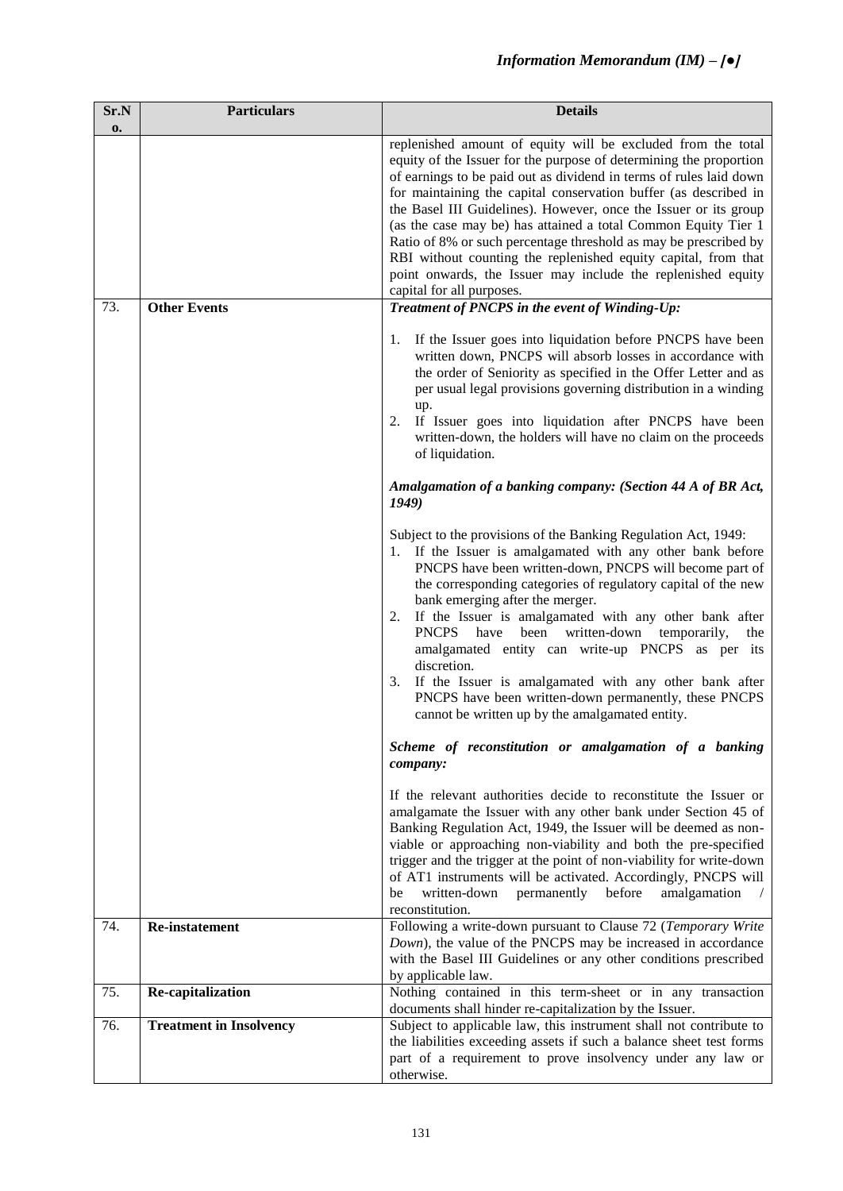| Sr.No. | Particulars | Details |
|---|---|---|
| | | replenished amount of equity will be excluded from the total equity of the Issuer for the purpose of determining the proportion of earnings to be paid out as dividend in terms of rules laid down for maintaining the capital conservation buffer (as described in the Basel III Guidelines). However, once the Issuer or its group (as the case may be) has attained a total Common Equity Tier 1 Ratio of 8% or such percentage threshold as may be prescribed by RBI without counting the replenished equity capital, from that point onwards, the Issuer may include the replenished equity capital for all purposes. |
| 73. | **Other Events** | ***Treatment of PNCPS in the event of Winding-Up:***<br><br>1. If the Issuer goes into liquidation before PNCPS have been written down, PNCPS will absorb losses in accordance with the order of Seniority as specified in the Offer Letter and as per usual legal provisions governing distribution in a winding up.<br>2. If Issuer goes into liquidation after PNCPS have been written-down, the holders will have no claim on the proceeds of liquidation.<br><br>***Amalgamation of a banking company: (Section 44 A of BR Act, 1949)***<br><br>Subject to the provisions of the Banking Regulation Act, 1949:<br>1. If the Issuer is amalgamated with any other bank before PNCPS have been written-down, PNCPS will become part of the corresponding categories of regulatory capital of the new bank emerging after the merger.<br>2. If the Issuer is amalgamated with any other bank after PNCPS have been written-down temporarily, the amalgamated entity can write-up PNCPS as per its discretion.<br>3. If the Issuer is amalgamated with any other bank after PNCPS have been written-down permanently, these PNCPS cannot be written up by the amalgamated entity.<br><br>***Scheme of reconstitution or amalgamation of a banking company:***<br><br>If the relevant authorities decide to reconstitute the Issuer or amalgamate the Issuer with any other bank under Section 45 of Banking Regulation Act, 1949, the Issuer will be deemed as non-viable or approaching non-viability and both the pre-specified trigger and the trigger at the point of non-viability for write-down of AT1 instruments will be activated. Accordingly, PNCPS will be written-down permanently before amalgamation / reconstitution. |
| 74. | **Re-instatement** | Following a write-down pursuant to Clause 72 (*Temporary Write Down*), the value of the PNCPS may be increased in accordance with the Basel III Guidelines or any other conditions prescribed by applicable law. |
| 75. | **Re-capitalization** | Nothing contained in this term-sheet or in any transaction documents shall hinder re-capitalization by the Issuer. |
| 76. | **Treatment in Insolvency** | Subject to applicable law, this instrument shall not contribute to the liabilities exceeding assets if such a balance sheet test forms part of a requirement to prove insolvency under any law or otherwise. |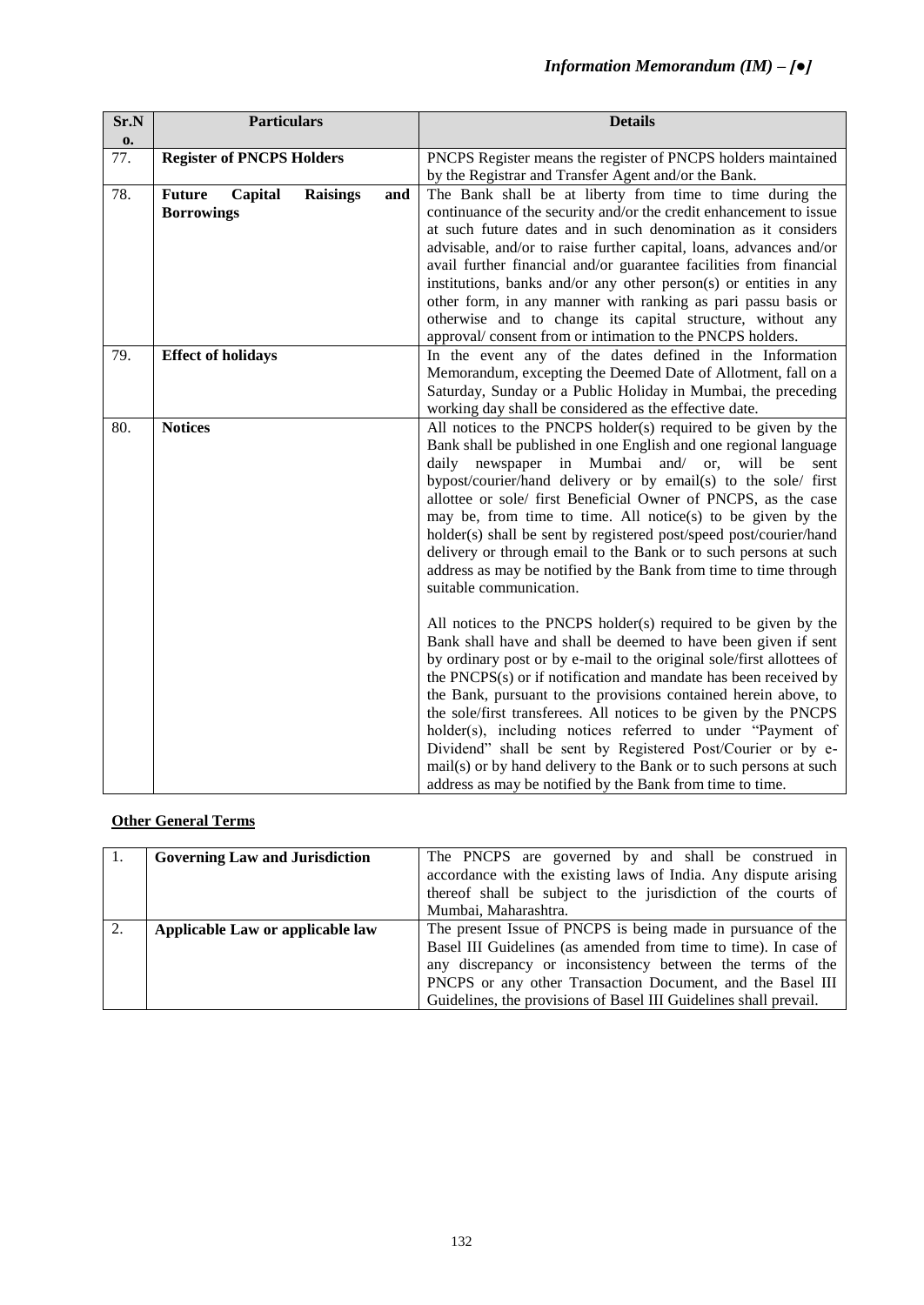| Sr.No. | Particulars | Details |
|---|---|---|
| 77. | **Register of PNCPS Holders** | PNCPS Register means the register of PNCPS holders maintained by the Registrar and Transfer Agent and/or the Bank. |
| 78. | **Future Capital Raisings and Borrowings** | The Bank shall be at liberty from time to time during the continuance of the security and/or the credit enhancement to issue at such future dates and in such denomination as it considers advisable, and/or to raise further capital, loans, advances and/or avail further financial and/or guarantee facilities from financial institutions, banks and/or any other person(s) or entities in any other form, in any manner with ranking as pari passu basis or otherwise and to change its capital structure, without any approval/ consent from or intimation to the PNCPS holders. |
| 79. | **Effect of holidays** | In the event any of the dates defined in the Information Memorandum, excepting the Deemed Date of Allotment, fall on a Saturday, Sunday or a Public Holiday in Mumbai, the preceding working day shall be considered as the effective date. |
| 80. | **Notices** | All notices to the PNCPS holder(s) required to be given by the Bank shall be published in one English and one regional language daily newspaper in Mumbai and/ or, will be sent bypost/courier/hand delivery or by email(s) to the sole/ first allottee or sole/ first Beneficial Owner of PNCPS, as the case may be, from time to time. All notice(s) to be given by the holder(s) shall be sent by registered post/speed post/courier/hand delivery or through email to the Bank or to such persons at such address as may be notified by the Bank from time to time through suitable communication.<br><br>All notices to the PNCPS holder(s) required to be given by the Bank shall have and shall be deemed to have been given if sent by ordinary post or by e-mail to the original sole/first allottees of the PNCPS(s) or if notification and mandate has been received by the Bank, pursuant to the provisions contained herein above, to the sole/first transferees. All notices to be given by the PNCPS holder(s), including notices referred to under "Payment of Dividend" shall be sent by Registered Post/Courier or by e-mail(s) or by hand delivery to the Bank or to such persons at such address as may be notified by the Bank from time to time. |

**Other General Terms**

| | | |
|---|---|---|
| 1. | **Governing Law and Jurisdiction** | The PNCPS are governed by and shall be construed in accordance with the existing laws of India. Any dispute arising thereof shall be subject to the jurisdiction of the courts of Mumbai, Maharashtra. |
| 2. | **Applicable Law or applicable law** | The present Issue of PNCPS is being made in pursuance of the Basel III Guidelines (as amended from time to time). In case of any discrepancy or inconsistency between the terms of the PNCPS or any other Transaction Document, and the Basel III Guidelines, the provisions of Basel III Guidelines shall prevail. |